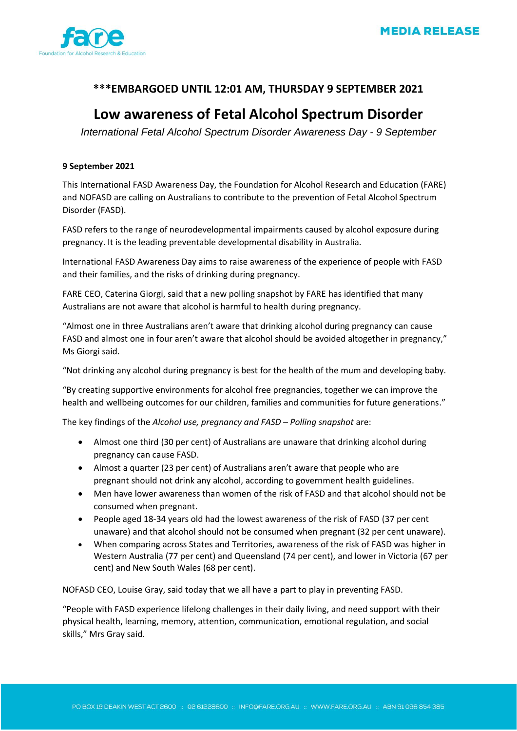MEDIA RELEASE

**\*\*\*EMBARGOED UNTIL 12:01 AM, THURSDAY 9 SEPTEMBER 2021**

# Low awareness of Fetal Alcohol Spectrum Disorder

*International Fetal Alcohol Spectrum Disorder Awareness Day - 9 September*

**9 September 2021**

This International FASD Awareness Day, the Foundation for Alcohol Research and Education (FARE) and NOFASD are calling on Australians to contribute to the prevention of Fetal Alcohol Spectrum Disorder (FASD).

FASD refers to the range of neurodevelopmental impairments caused by alcohol exposure during pregnancy. It is the leading preventable developmental disability in Australia.

International FASD Awareness Day aims to raise awareness of the experience of people with FASD and their families, and the risks of drinking during pregnancy.

FARE CEO, Caterina Giorgi, said that a new polling snapshot by FARE has identified that many Australians are not aware that alcohol is harmful to health during pregnancy.

"Almost one in three Australians aren't aware that drinking alcohol during pregnancy can cause FASD and almost one in four aren't aware that alcohol should be avoided altogether in pregnancy," Ms Giorgi said.

"Not drinking any alcohol during pregnancy is best for the health of the mum and developing baby.

"By creating supportive environments for alcohol free pregnancies, together we can improve the health and wellbeing outcomes for our children, families and communities for future generations."

The key findings of the *Alcohol use, pregnancy and FASD – Polling snapshot* are:

- Almost one third (30 per cent) of Australians are unaware that drinking alcohol during pregnancy can cause FASD.
- Almost a quarter (23 per cent) of Australians aren't aware that people who are pregnant should not drink any alcohol, according to government health guidelines.
- Men have lower awareness than women of the risk of FASD and that alcohol should not be consumed when pregnant.
- People aged 18-34 years old had the lowest awareness of the risk of FASD (37 per cent unaware) and that alcohol should not be consumed when pregnant (32 per cent unaware).
- When comparing across States and Territories, awareness of the risk of FASD was higher in Western Australia (77 per cent) and Queensland (74 per cent), and lower in Victoria (67 per cent) and New South Wales (68 per cent).

NOFASD CEO, Louise Gray, said today that we all have a part to play in preventing FASD.

"People with FASD experience lifelong challenges in their daily living, and need support with their physical health, learning, memory, attention, communication, emotional regulation, and social skills," Mrs Gray said.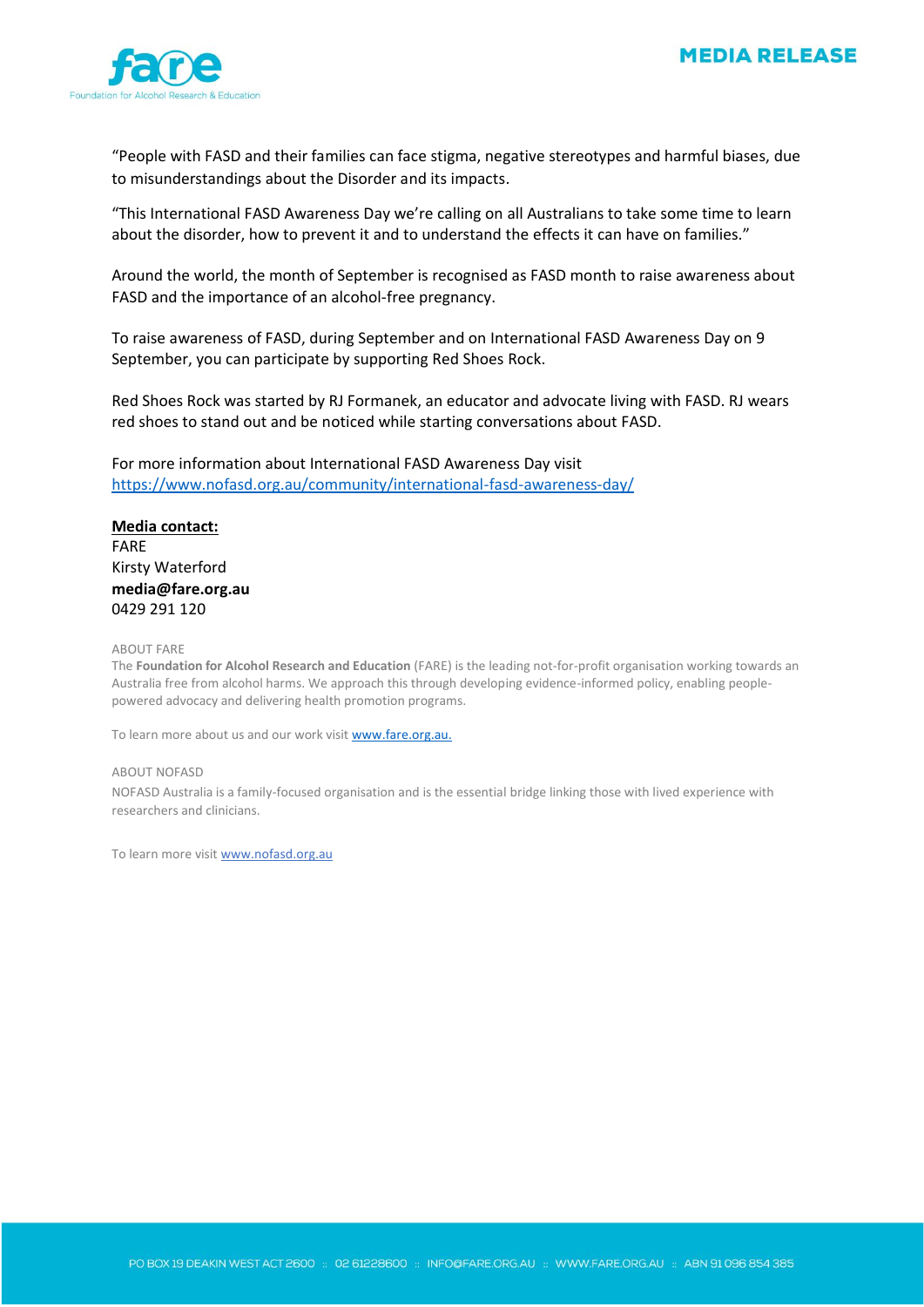"People with FASD and their families can face stigma, negative stereotypes and harmful biases, due to misunderstandings about the Disorder and its impacts.

"This International FASD Awareness Day we're calling on all Australians to take some time to learn about the disorder, how to prevent it and to understand the effects it can have on families."

Around the world, the month of September is recognised as FASD month to raise awareness about FASD and the importance of an alcohol-free pregnancy.

To raise awareness of FASD, during September and on International FASD Awareness Day on 9 September, you can participate by supporting Red Shoes Rock.

Red Shoes Rock was started by RJ Formanek, an educator and advocate living with FASD. RJ wears red shoes to stand out and be noticed while starting conversations about FASD.

For more information about International FASD Awareness Day visit https://www.nofasd.org.au/community/international-fasd-awareness-day/

**Media contact:**
FARE
Kirsty Waterford
**media@fare.org.au**
0429 291 120

ABOUT FARE

The **Foundation for Alcohol Research and Education** (FARE) is the leading not-for-profit organisation working towards an Australia free from alcohol harms. We approach this through developing evidence-informed policy, enabling people-powered advocacy and delivering health promotion programs.

To learn more about us and our work visit www.fare.org.au.

ABOUT NOFASD

NOFASD Australia is a family-focused organisation and is the essential bridge linking those with lived experience with researchers and clinicians.

To learn more visit www.nofasd.org.au